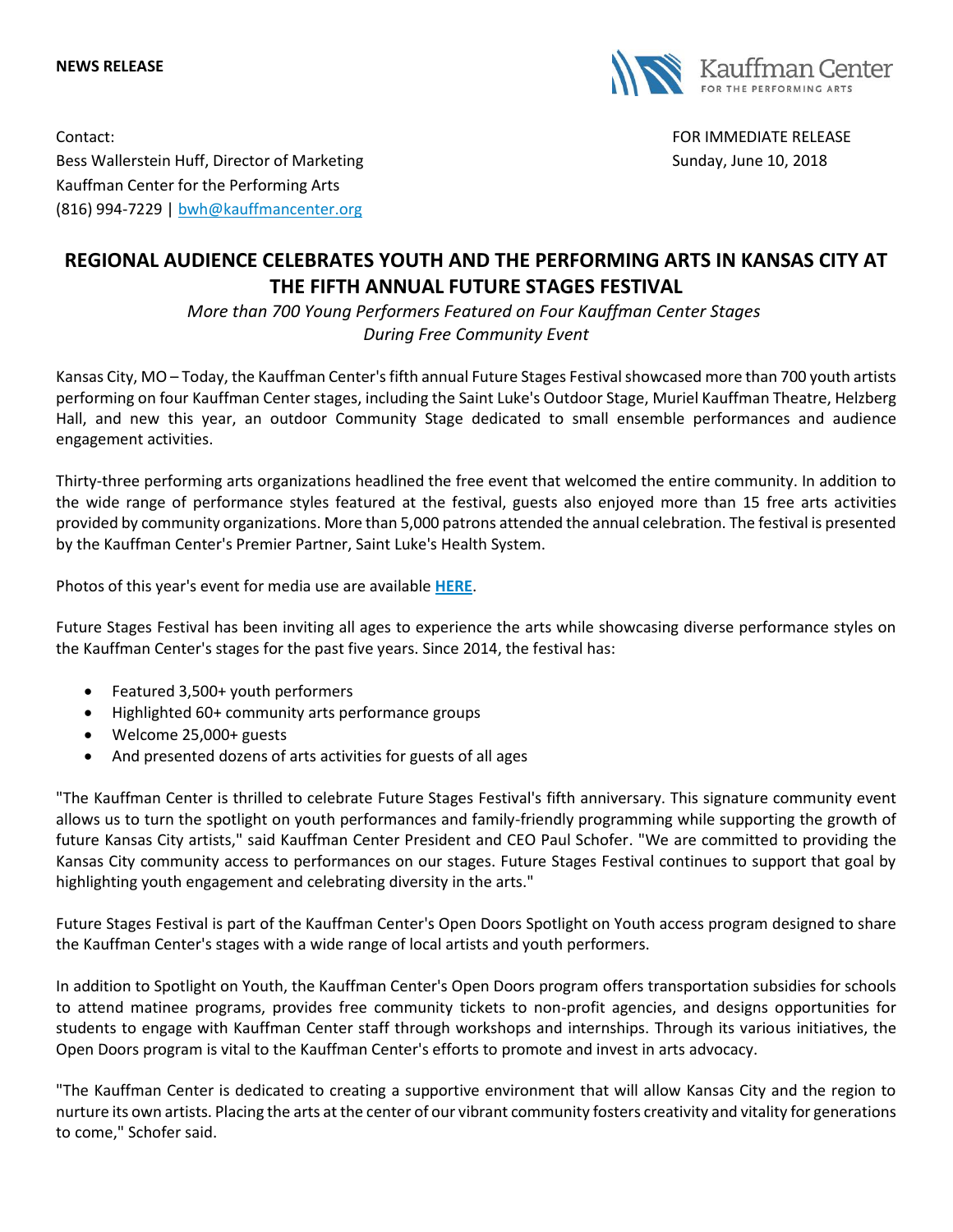**NEWS RELEASE**

Kauffman Center FOR THE PERFORMING ARTS

Contact:
Bess Wallerstein Huff, Director of Marketing
Kauffman Center for the Performing Arts
(816) 994-7229 | bwh@kauffmancenter.org

FOR IMMEDIATE RELEASE
Sunday, June 10, 2018

# REGIONAL AUDIENCE CELEBRATES YOUTH AND THE PERFORMING ARTS IN KANSAS CITY AT THE FIFTH ANNUAL FUTURE STAGES FESTIVAL

*More than 700 Young Performers Featured on Four Kauffman Center Stages During Free Community Event*

Kansas City, MO – Today, the Kauffman Center's fifth annual Future Stages Festival showcased more than 700 youth artists performing on four Kauffman Center stages, including the Saint Luke's Outdoor Stage, Muriel Kauffman Theatre, Helzberg Hall, and new this year, an outdoor Community Stage dedicated to small ensemble performances and audience engagement activities.

Thirty-three performing arts organizations headlined the free event that welcomed the entire community. In addition to the wide range of performance styles featured at the festival, guests also enjoyed more than 15 free arts activities provided by community organizations. More than 5,000 patrons attended the annual celebration. The festival is presented by the Kauffman Center's Premier Partner, Saint Luke's Health System.

Photos of this year's event for media use are available **HERE**.

Future Stages Festival has been inviting all ages to experience the arts while showcasing diverse performance styles on the Kauffman Center's stages for the past five years. Since 2014, the festival has:

- Featured 3,500+ youth performers
- Highlighted 60+ community arts performance groups
- Welcome 25,000+ guests
- And presented dozens of arts activities for guests of all ages

"The Kauffman Center is thrilled to celebrate Future Stages Festival's fifth anniversary. This signature community event allows us to turn the spotlight on youth performances and family-friendly programming while supporting the growth of future Kansas City artists," said Kauffman Center President and CEO Paul Schofer. "We are committed to providing the Kansas City community access to performances on our stages. Future Stages Festival continues to support that goal by highlighting youth engagement and celebrating diversity in the arts."

Future Stages Festival is part of the Kauffman Center's Open Doors Spotlight on Youth access program designed to share the Kauffman Center's stages with a wide range of local artists and youth performers.

In addition to Spotlight on Youth, the Kauffman Center's Open Doors program offers transportation subsidies for schools to attend matinee programs, provides free community tickets to non-profit agencies, and designs opportunities for students to engage with Kauffman Center staff through workshops and internships. Through its various initiatives, the Open Doors program is vital to the Kauffman Center's efforts to promote and invest in arts advocacy.

"The Kauffman Center is dedicated to creating a supportive environment that will allow Kansas City and the region to nurture its own artists. Placing the arts at the center of our vibrant community fosters creativity and vitality for generations to come," Schofer said.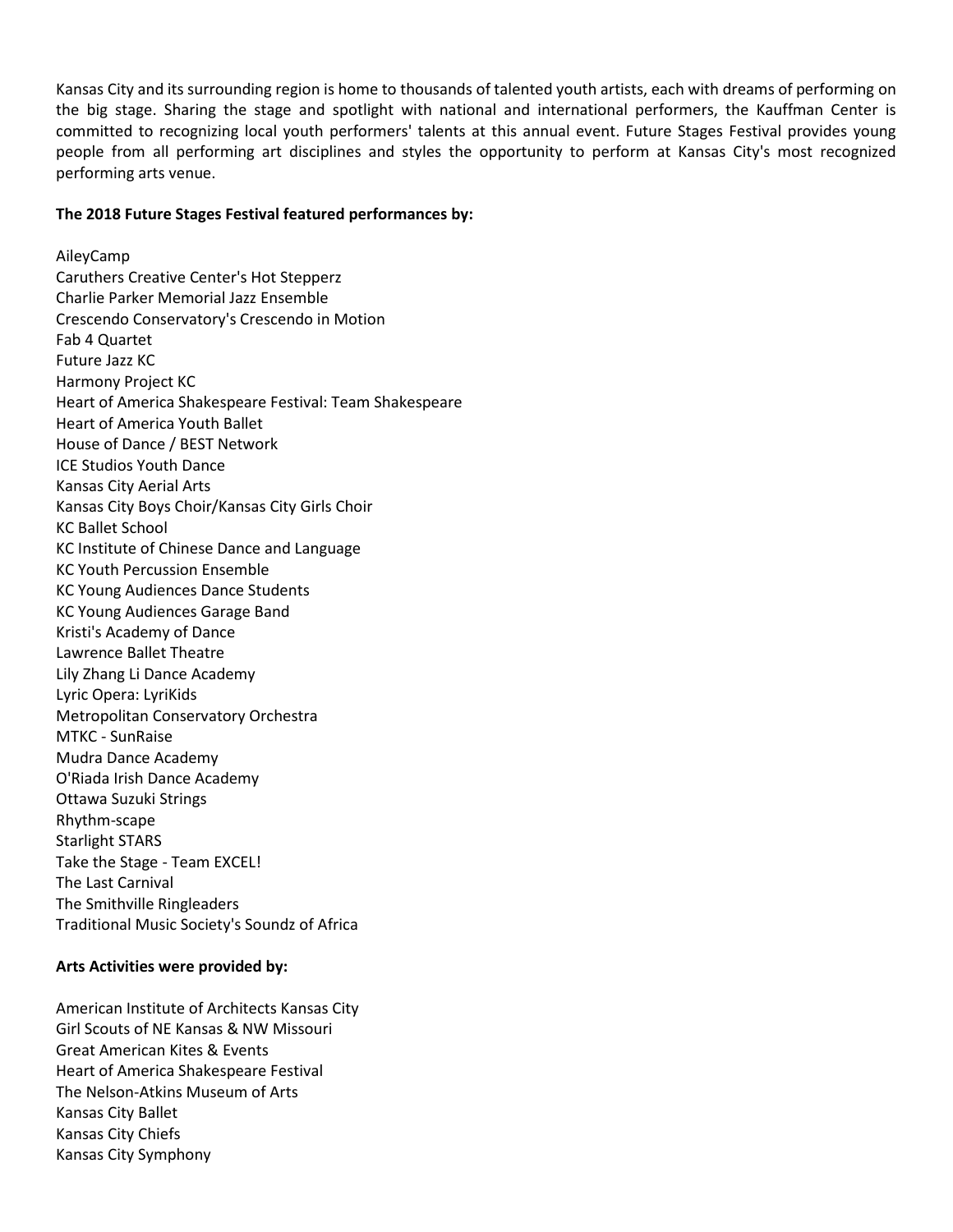Kansas City and its surrounding region is home to thousands of talented youth artists, each with dreams of performing on the big stage. Sharing the stage and spotlight with national and international performers, the Kauffman Center is committed to recognizing local youth performers' talents at this annual event. Future Stages Festival provides young people from all performing art disciplines and styles the opportunity to perform at Kansas City's most recognized performing arts venue.

**The 2018 Future Stages Festival featured performances by:**

AileyCamp
Caruthers Creative Center's Hot Stepperz
Charlie Parker Memorial Jazz Ensemble
Crescendo Conservatory's Crescendo in Motion
Fab 4 Quartet
Future Jazz KC
Harmony Project KC
Heart of America Shakespeare Festival: Team Shakespeare
Heart of America Youth Ballet
House of Dance / BEST Network
ICE Studios Youth Dance
Kansas City Aerial Arts
Kansas City Boys Choir/Kansas City Girls Choir
KC Ballet School
KC Institute of Chinese Dance and Language
KC Youth Percussion Ensemble
KC Young Audiences Dance Students
KC Young Audiences Garage Band
Kristi's Academy of Dance
Lawrence Ballet Theatre
Lily Zhang Li Dance Academy
Lyric Opera: LyriKids
Metropolitan Conservatory Orchestra
MTKC - SunRaise
Mudra Dance Academy
O'Riada Irish Dance Academy
Ottawa Suzuki Strings
Rhythm-scape
Starlight STARS
Take the Stage - Team EXCEL!
The Last Carnival
The Smithville Ringleaders
Traditional Music Society's Soundz of Africa

**Arts Activities were provided by:**

American Institute of Architects Kansas City
Girl Scouts of NE Kansas & NW Missouri
Great American Kites & Events
Heart of America Shakespeare Festival
The Nelson-Atkins Museum of Arts
Kansas City Ballet
Kansas City Chiefs
Kansas City Symphony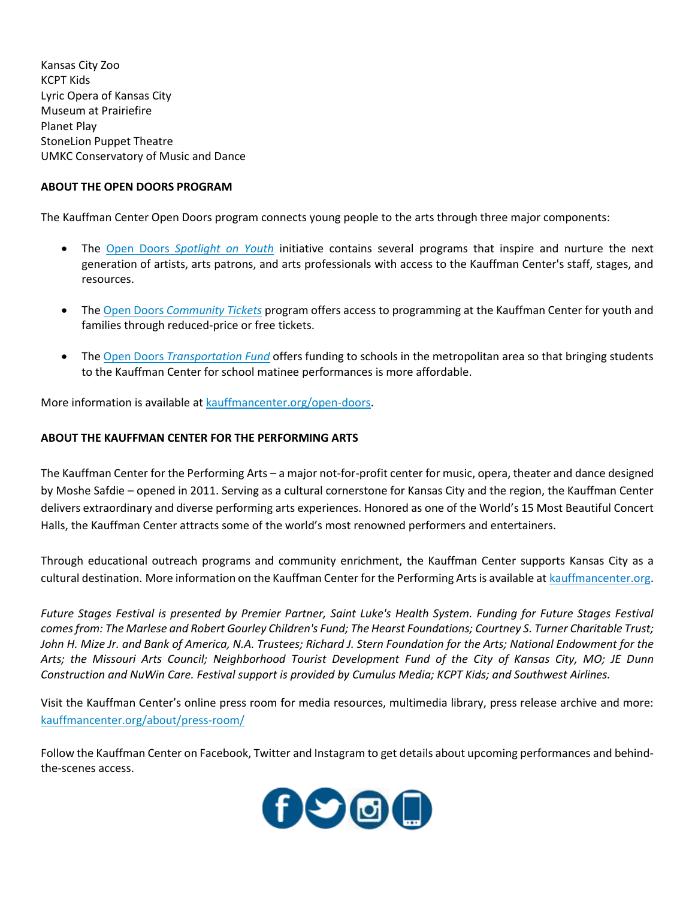Kansas City Zoo
KCPT Kids
Lyric Opera of Kansas City
Museum at Prairiefire
Planet Play
StoneLion Puppet Theatre
UMKC Conservatory of Music and Dance

**ABOUT THE OPEN DOORS PROGRAM**

The Kauffman Center Open Doors program connects young people to the arts through three major components:

- The Open Doors *Spotlight on Youth* initiative contains several programs that inspire and nurture the next generation of artists, arts patrons, and arts professionals with access to the Kauffman Center's staff, stages, and resources.

- The Open Doors *Community Tickets* program offers access to programming at the Kauffman Center for youth and families through reduced-price or free tickets.

- The Open Doors *Transportation Fund* offers funding to schools in the metropolitan area so that bringing students to the Kauffman Center for school matinee performances is more affordable.

More information is available at kauffmancenter.org/open-doors.

**ABOUT THE KAUFFMAN CENTER FOR THE PERFORMING ARTS**

The Kauffman Center for the Performing Arts – a major not-for-profit center for music, opera, theater and dance designed by Moshe Safdie – opened in 2011. Serving as a cultural cornerstone for Kansas City and the region, the Kauffman Center delivers extraordinary and diverse performing arts experiences. Honored as one of the World's 15 Most Beautiful Concert Halls, the Kauffman Center attracts some of the world's most renowned performers and entertainers.

Through educational outreach programs and community enrichment, the Kauffman Center supports Kansas City as a cultural destination. More information on the Kauffman Center for the Performing Arts is available at kauffmancenter.org.

*Future Stages Festival is presented by Premier Partner, Saint Luke's Health System. Funding for Future Stages Festival comes from: The Marlese and Robert Gourley Children's Fund; The Hearst Foundations; Courtney S. Turner Charitable Trust; John H. Mize Jr. and Bank of America, N.A. Trustees; Richard J. Stern Foundation for the Arts; National Endowment for the Arts; the Missouri Arts Council; Neighborhood Tourist Development Fund of the City of Kansas City, MO; JE Dunn Construction and NuWin Care. Festival support is provided by Cumulus Media; KCPT Kids; and Southwest Airlines.*

Visit the Kauffman Center's online press room for media resources, multimedia library, press release archive and more: kauffmancenter.org/about/press-room/

Follow the Kauffman Center on Facebook, Twitter and Instagram to get details about upcoming performances and behind-the-scenes access.